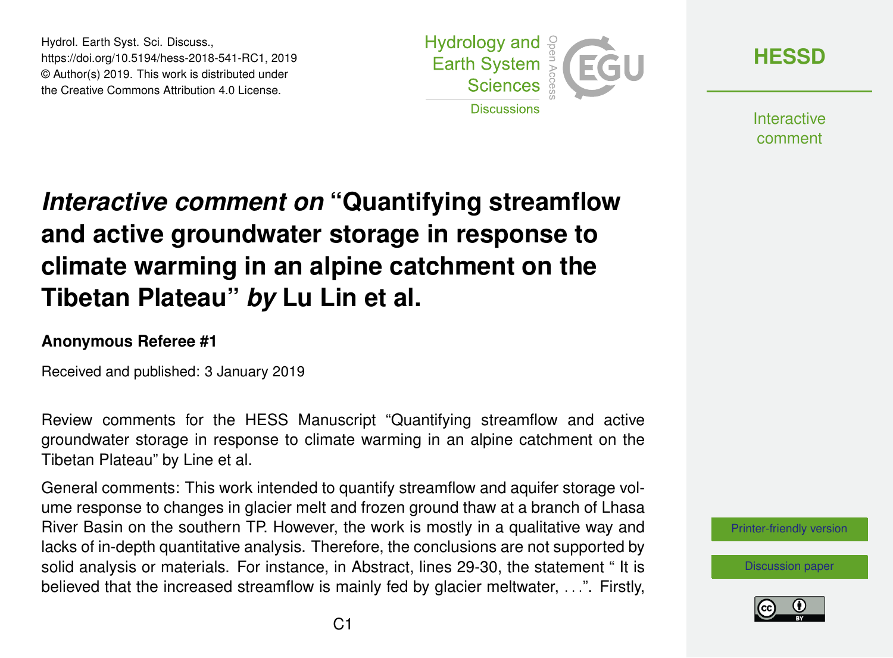# *Interactive comment on* "Quantifying streamflow and active groundwater storage in response to climate warming in an alpine catchment on the Tibetan Plateau" *by* Lu Lin et al.

**Anonymous Referee #1**

Received and published: 3 January 2019

Review comments for the HESS Manuscript "Quantifying streamflow and active groundwater storage in response to climate warming in an alpine catchment on the Tibetan Plateau" by Line et al.

General comments: This work intended to quantify streamflow and aquifer storage volume response to changes in glacier melt and frozen ground thaw at a branch of Lhasa River Basin on the southern TP. However, the work is mostly in a qualitative way and lacks of in-depth quantitative analysis. Therefore, the conclusions are not supported by solid analysis or materials. For instance, in Abstract, lines 29-30, the statement " It is believed that the increased streamflow is mainly fed by glacier meltwater, . . .". Firstly,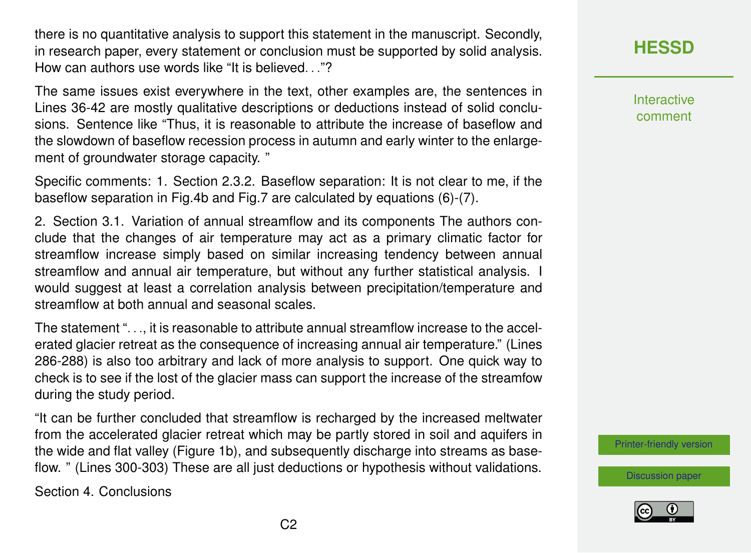there is no quantitative analysis to support this statement in the manuscript. Secondly, in research paper, every statement or conclusion must be supported by solid analysis. How can authors use words like "It is believed…"?

The same issues exist everywhere in the text, other examples are, the sentences in Lines 36-42 are mostly qualitative descriptions or deductions instead of solid conclusions. Sentence like "Thus, it is reasonable to attribute the increase of baseflow and the slowdown of baseflow recession process in autumn and early winter to the enlargement of groundwater storage capacity. "

Specific comments: 1. Section 2.3.2. Baseflow separation: It is not clear to me, if the baseflow separation in Fig.4b and Fig.7 are calculated by equations (6)-(7).

2. Section 3.1. Variation of annual streamflow and its components The authors conclude that the changes of air temperature may act as a primary climatic factor for streamflow increase simply based on similar increasing tendency between annual streamflow and annual air temperature, but without any further statistical analysis. I would suggest at least a correlation analysis between precipitation/temperature and streamflow at both annual and seasonal scales.

The statement "…, it is reasonable to attribute annual streamflow increase to the accelerated glacier retreat as the consequence of increasing annual air temperature." (Lines 286-288) is also too arbitrary and lack of more analysis to support. One quick way to check is to see if the lost of the glacier mass can support the increase of the streamfow during the study period.

"It can be further concluded that streamflow is recharged by the increased meltwater from the accelerated glacier retreat which may be partly stored in soil and aquifers in the wide and flat valley (Figure 1b), and subsequently discharge into streams as baseflow. " (Lines 300-303) These are all just deductions or hypothesis without validations.

Section 4. Conclusions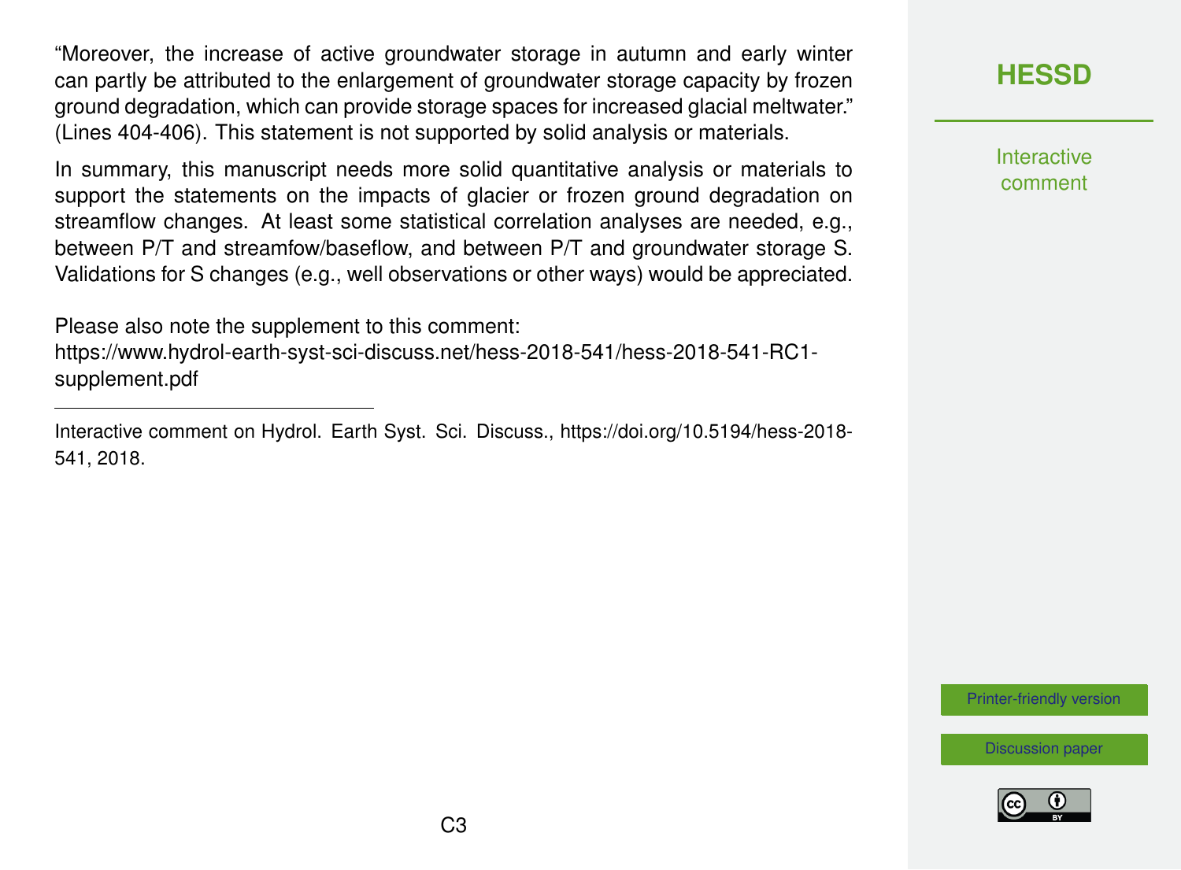"Moreover, the increase of active groundwater storage in autumn and early winter can partly be attributed to the enlargement of groundwater storage capacity by frozen ground degradation, which can provide storage spaces for increased glacial meltwater." (Lines 404-406). This statement is not supported by solid analysis or materials.

In summary, this manuscript needs more solid quantitative analysis or materials to support the statements on the impacts of glacier or frozen ground degradation on streamflow changes. At least some statistical correlation analyses are needed, e.g., between P/T and streamfow/baseflow, and between P/T and groundwater storage S. Validations for S changes (e.g., well observations or other ways) would be appreciated.

Please also note the supplement to this comment:
https://www.hydrol-earth-syst-sci-discuss.net/hess-2018-541/hess-2018-541-RC1-supplement.pdf

---

Interactive comment on Hydrol. Earth Syst. Sci. Discuss., https://doi.org/10.5194/hess-2018-541, 2018.